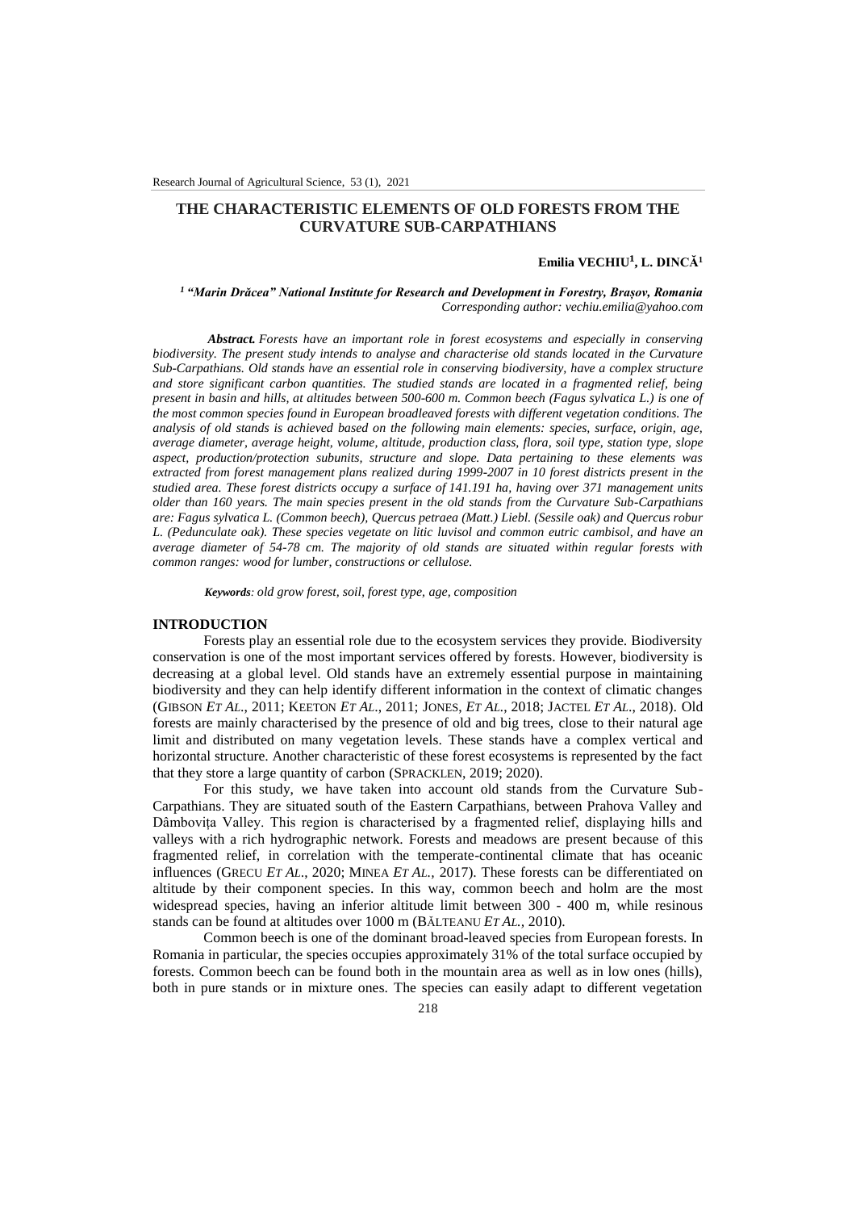# THE CHARACTERISTIC ELEMENTS OF OLD FORESTS FROM THE CURVATURE SUB-CARPATHIANS

**Emilia VECHIU[1], L. DINCĂ[1]**

*[1] "Marin Drăcea" National Institute for Research and Development in Forestry, Brașov, Romania*
*Corresponding author: vechiu.emilia@yahoo.com*

***Abstract.*** *Forests have an important role in forest ecosystems and especially in conserving biodiversity. The present study intends to analyse and characterise old stands located in the Curvature Sub-Carpathians. Old stands have an essential role in conserving biodiversity, have a complex structure and store significant carbon quantities. The studied stands are located in a fragmented relief, being present in basin and hills, at altitudes between 500-600 m. Common beech (Fagus sylvatica L.) is one of the most common species found in European broadleaved forests with different vegetation conditions. The analysis of old stands is achieved based on the following main elements: species, surface, origin, age, average diameter, average height, volume, altitude, production class, flora, soil type, station type, slope aspect, production/protection subunits, structure and slope. Data pertaining to these elements was extracted from forest management plans realized during 1999-2007 in 10 forest districts present in the studied area. These forest districts occupy a surface of 141.191 ha, having over 371 management units older than 160 years. The main species present in the old stands from the Curvature Sub-Carpathians are: Fagus sylvatica L. (Common beech), Quercus petraea (Matt.) Liebl. (Sessile oak) and Quercus robur L. (Pedunculate oak). These species vegetate on litic luvisol and common eutric cambisol, and have an average diameter of 54-78 cm. The majority of old stands are situated within regular forests with common ranges: wood for lumber, constructions or cellulose.*

***Keywords****: old grow forest, soil, forest type, age, composition*

## INTRODUCTION

Forests play an essential role due to the ecosystem services they provide. Biodiversity conservation is one of the most important services offered by forests. However, biodiversity is decreasing at a global level. Old stands have an extremely essential purpose in maintaining biodiversity and they can help identify different information in the context of climatic changes (GIBSON *ET AL.*, 2011; KEETON *ET AL.*, 2011; JONES, *ET AL.*, 2018; JACTEL *ET AL.*, 2018). Old forests are mainly characterised by the presence of old and big trees, close to their natural age limit and distributed on many vegetation levels. These stands have a complex vertical and horizontal structure. Another characteristic of these forest ecosystems is represented by the fact that they store a large quantity of carbon (SPRACKLEN, 2019; 2020).

For this study, we have taken into account old stands from the Curvature Sub-Carpathians. They are situated south of the Eastern Carpathians, between Prahova Valley and Dâmbovița Valley. This region is characterised by a fragmented relief, displaying hills and valleys with a rich hydrographic network. Forests and meadows are present because of this fragmented relief, in correlation with the temperate-continental climate that has oceanic influences (GRECU *ET AL.*, 2020; MINEA *ET AL.*, 2017). These forests can be differentiated on altitude by their component species. In this way, common beech and holm are the most widespread species, having an inferior altitude limit between 300 - 400 m, while resinous stands can be found at altitudes over 1000 m (BĂLTEANU *ET AL.*, 2010).

Common beech is one of the dominant broad-leaved species from European forests. In Romania in particular, the species occupies approximately 31% of the total surface occupied by forests. Common beech can be found both in the mountain area as well as in low ones (hills), both in pure stands or in mixture ones. The species can easily adapt to different vegetation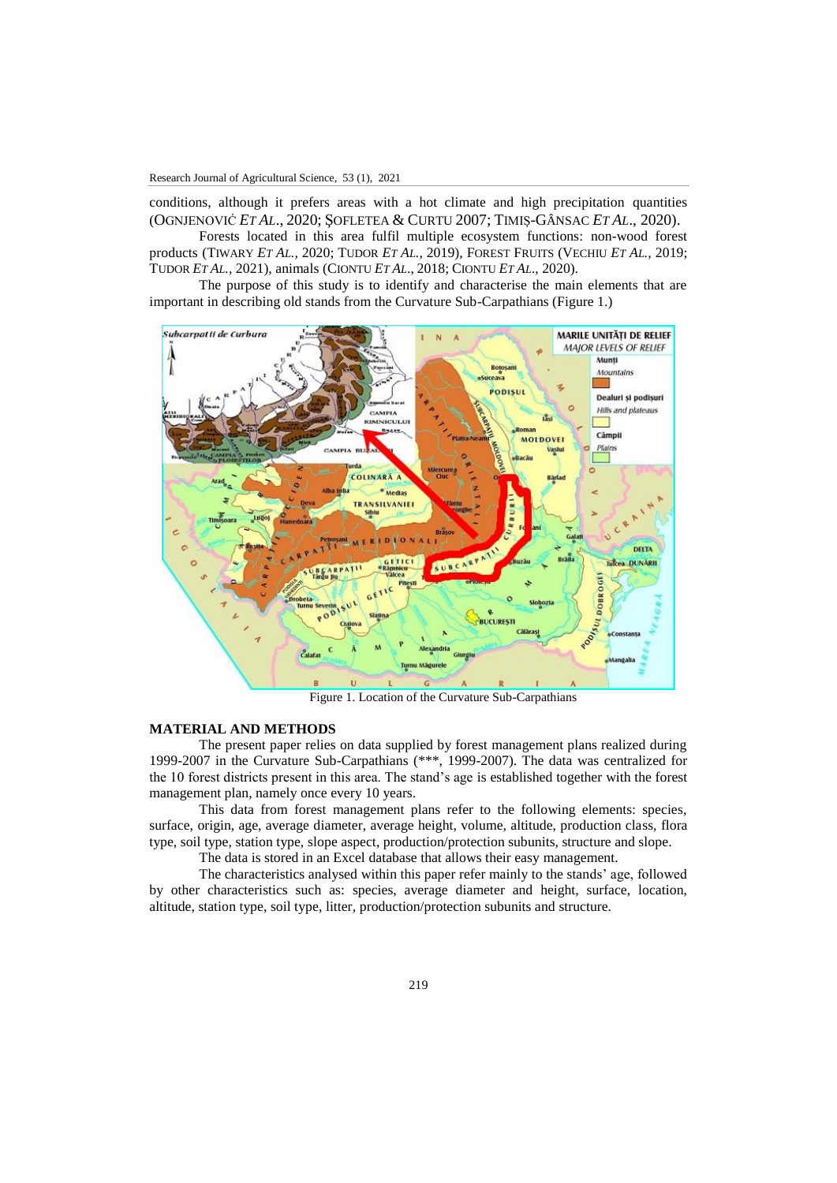conditions, although it prefers areas with a hot climate and high precipitation quantities (OGNJENOVIĆ *ET AL*., 2020; ŞOFLETEA & CURTU 2007; TIMIŞ-GÂNSAC *ET AL*., 2020).

Forests located in this area fulfil multiple ecosystem functions: non-wood forest products (TIWARY *ET AL*., 2020; TUDOR *ET AL*., 2019), FOREST FRUITS (VECHIU *ET AL*., 2019; TUDOR *ET AL*., 2021), animals (CIONTU *ET AL*., 2018; CIONTU *ET AL*., 2020).

The purpose of this study is to identify and characterise the main elements that are important in describing old stands from the Curvature Sub-Carpathians (Figure 1.)

Figure 1. Location of the Curvature Sub-Carpathians

## MATERIAL AND METHODS

The present paper relies on data supplied by forest management plans realized during 1999-2007 in the Curvature Sub-Carpathians (***, 1999-2007). The data was centralized for the 10 forest districts present in this area. The stand's age is established together with the forest management plan, namely once every 10 years.

This data from forest management plans refer to the following elements: species, surface, origin, age, average diameter, average height, volume, altitude, production class, flora type, soil type, station type, slope aspect, production/protection subunits, structure and slope.

The data is stored in an Excel database that allows their easy management.

The characteristics analysed within this paper refer mainly to the stands' age, followed by other characteristics such as: species, average diameter and height, surface, location, altitude, station type, soil type, litter, production/protection subunits and structure.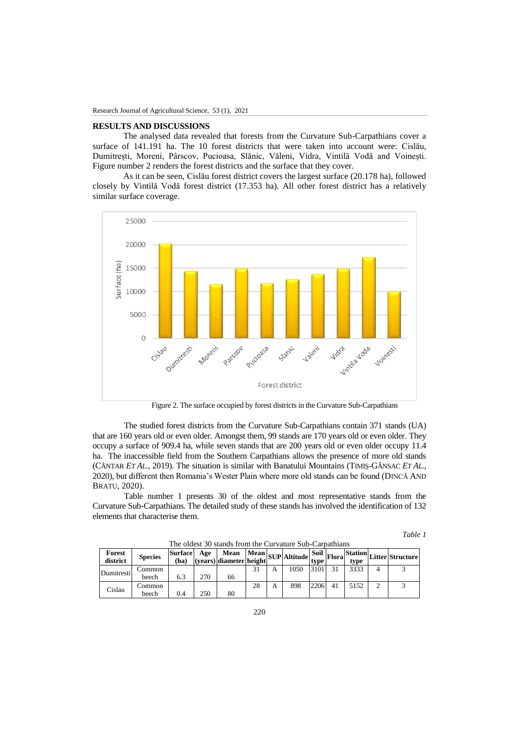## RESULTS AND DISCUSSIONS

The analysed data revealed that forests from the Curvature Sub-Carpathians cover a surface of 141.191 ha. The 10 forest districts that were taken into account were: Cislău, Dumitrești, Moreni, Pârscov, Pucioasa, Slănic, Văleni, Vidra, Vintilă Vodă and Voinești. Figure number 2 renders the forest districts and the surface that they cover.

As it can be seen, Cislău forest district covers the largest surface (20.178 ha), followed closely by Vintilă Vodă forest district (17.353 ha). All other forest district has a relatively similar surface coverage.

Figure 2. The surface occupied by forest districts in the Curvature Sub-Carpathians

The studied forest districts from the Curvature Sub-Carpathians contain 371 stands (UA) that are 160 years old or even older. Amongst them, 99 stands are 170 years old or even older. They occupy a surface of 909.4 ha, while seven stands that are 200 years old or even older occupy 11.4 ha. The inaccessible field from the Southern Carpathians allows the presence of more old stands (CÂNTAR *ET AL*., 2019). The situation is similar with Banatului Mountains (TIMIȘ-GÂNSAC *ET AL*., 2020), but different then Romania's Wester Plain where more old stands can be found (DINCĂ AND BRATU, 2020).

Table number 1 presents 30 of the oldest and most representative stands from the Curvature Sub-Carpathians. The detailed study of these stands has involved the identification of 132 elements that characterise them.

*Table 1*

The oldest 30 stands from the Curvature Sub-Carpathians

| Forest district | Species | Surface (ha) | Age (years) | Mean diameter | Mean height | SUP | Altitude | Soil type | Flora | Station type | Litter | Structure |
|---|---|---|---|---|---|---|---|---|---|---|---|---|
| Dumitresti | Common beech | 6.3 | 270 | 66 | 31 | A | 1050 | 3101 | 31 | 3333 | 4 | 3 |
| Cislau | Common beech | 0.4 | 250 | 80 | 28 | A | 898 | 2206 | 41 | 5152 | 2 | 3 |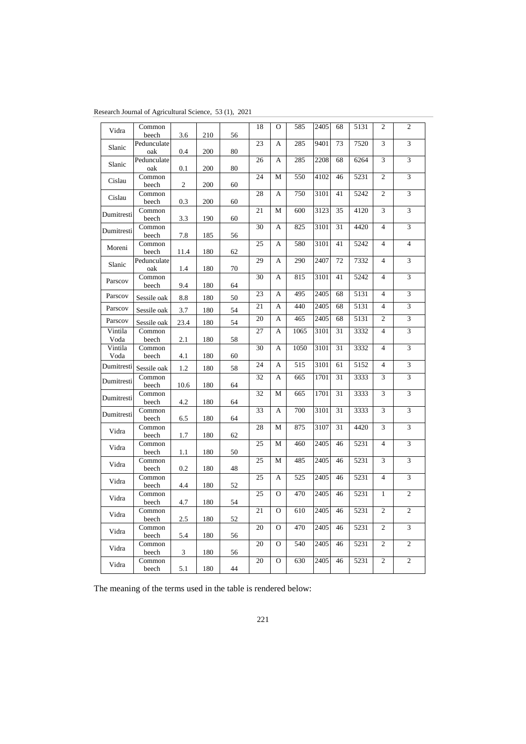| | | | | | | | | | | | | |
|---|---|---|---|---|---|---|---|---|---|---|---|---|
| Vidra | Common beech | 3.6 | 210 | 56 | 18 | O | 585 | 2405 | 68 | 5131 | 2 | 2 |
| Slanic | Pedunculate oak | 0.4 | 200 | 80 | 23 | A | 285 | 9401 | 73 | 7520 | 3 | 3 |
| Slanic | Pedunculate oak | 0.1 | 200 | 80 | 26 | A | 285 | 2208 | 68 | 6264 | 3 | 3 |
| Cislau | Common beech | 2 | 200 | 60 | 24 | M | 550 | 4102 | 46 | 5231 | 2 | 3 |
| Cislau | Common beech | 0.3 | 200 | 60 | 28 | A | 750 | 3101 | 41 | 5242 | 2 | 3 |
| Dumitresti | Common beech | 3.3 | 190 | 60 | 21 | M | 600 | 3123 | 35 | 4120 | 3 | 3 |
| Dumitresti | Common beech | 7.8 | 185 | 56 | 30 | A | 825 | 3101 | 31 | 4420 | 4 | 3 |
| Moreni | Common beech | 11.4 | 180 | 62 | 25 | A | 580 | 3101 | 41 | 5242 | 4 | 4 |
| Slanic | Pedunculate oak | 1.4 | 180 | 70 | 29 | A | 290 | 2407 | 72 | 7332 | 4 | 3 |
| Parscov | Common beech | 9.4 | 180 | 64 | 30 | A | 815 | 3101 | 41 | 5242 | 4 | 3 |
| Parscov | Sessile oak | 8.8 | 180 | 50 | 23 | A | 495 | 2405 | 68 | 5131 | 4 | 3 |
| Parscov | Sessile oak | 3.7 | 180 | 54 | 21 | A | 440 | 2405 | 68 | 5131 | 4 | 3 |
| Parscov | Sessile oak | 23.4 | 180 | 54 | 20 | A | 465 | 2405 | 68 | 5131 | 2 | 3 |
| Vintila Voda | Common beech | 2.1 | 180 | 58 | 27 | A | 1065 | 3101 | 31 | 3332 | 4 | 3 |
| Vintila Voda | Common beech | 4.1 | 180 | 60 | 30 | A | 1050 | 3101 | 31 | 3332 | 4 | 3 |
| Dumitresti | Sessile oak | 1.2 | 180 | 58 | 24 | A | 515 | 3101 | 61 | 5152 | 4 | 3 |
| Dumitresti | Common beech | 10.6 | 180 | 64 | 32 | A | 665 | 1701 | 31 | 3333 | 3 | 3 |
| Dumitresti | Common beech | 4.2 | 180 | 64 | 32 | M | 665 | 1701 | 31 | 3333 | 3 | 3 |
| Dumitresti | Common beech | 6.5 | 180 | 64 | 33 | A | 700 | 3101 | 31 | 3333 | 3 | 3 |
| Vidra | Common beech | 1.7 | 180 | 62 | 28 | M | 875 | 3107 | 31 | 4420 | 3 | 3 |
| Vidra | Common beech | 1.1 | 180 | 50 | 25 | M | 460 | 2405 | 46 | 5231 | 4 | 3 |
| Vidra | Common beech | 0.2 | 180 | 48 | 25 | M | 485 | 2405 | 46 | 5231 | 3 | 3 |
| Vidra | Common beech | 4.4 | 180 | 52 | 25 | A | 525 | 2405 | 46 | 5231 | 4 | 3 |
| Vidra | Common beech | 4.7 | 180 | 54 | 25 | O | 470 | 2405 | 46 | 5231 | 1 | 2 |
| Vidra | Common beech | 2.5 | 180 | 52 | 21 | O | 610 | 2405 | 46 | 5231 | 2 | 2 |
| Vidra | Common beech | 5.4 | 180 | 56 | 20 | O | 470 | 2405 | 46 | 5231 | 2 | 3 |
| Vidra | Common beech | 3 | 180 | 56 | 20 | O | 540 | 2405 | 46 | 5231 | 2 | 2 |
| Vidra | Common beech | 5.1 | 180 | 44 | 20 | O | 630 | 2405 | 46 | 5231 | 2 | 2 |

The meaning of the terms used in the table is rendered below: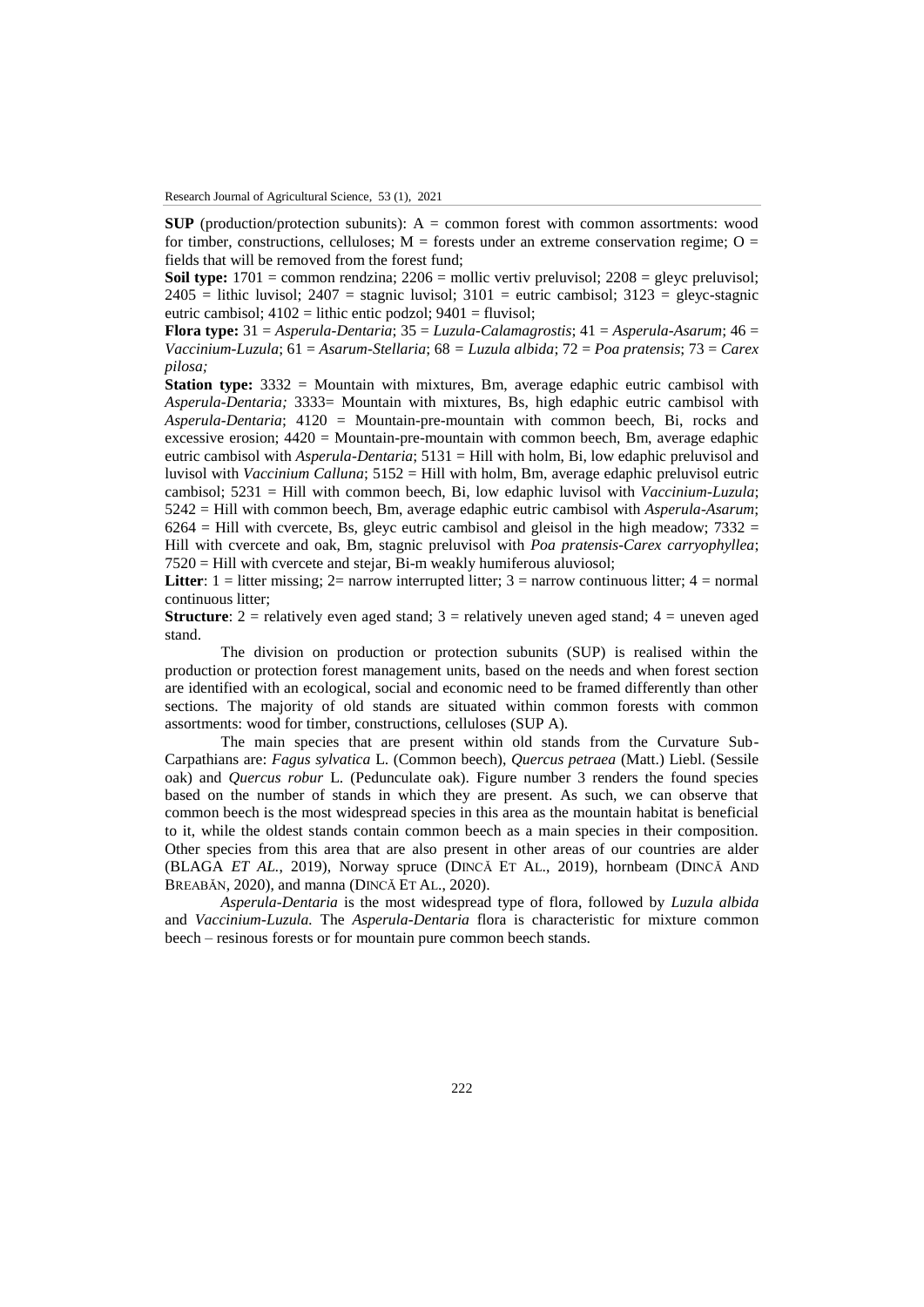**SUP** (production/protection subunits): A = common forest with common assortments: wood for timber, constructions, celluloses; M = forests under an extreme conservation regime; O = fields that will be removed from the forest fund;

**Soil type:** 1701 = common rendzina; 2206 = mollic vertiv preluvisol; 2208 = gleyc preluvisol; 2405 = lithic luvisol; 2407 = stagnic luvisol; 3101 = eutric cambisol; 3123 = gleyc-stagnic eutric cambisol; 4102 = lithic entic podzol; 9401 = fluvisol;

**Flora type:** 31 = *Asperula-Dentaria*; 35 = *Luzula-Calamagrostis*; 41 = *Asperula-Asarum*; 46 = *Vaccinium-Luzula*; 61 = *Asarum-Stellaria*; 68 = *Luzula albida*; 72 = *Poa pratensis*; 73 = *Carex pilosa;*

**Station type:** 3332 = Mountain with mixtures, Bm, average edaphic eutric cambisol with *Asperula-Dentaria;* 3333= Mountain with mixtures, Bs, high edaphic eutric cambisol with *Asperula-Dentaria*; 4120 = Mountain-pre-mountain with common beech, Bi, rocks and excessive erosion; 4420 = Mountain-pre-mountain with common beech, Bm, average edaphic eutric cambisol with *Asperula-Dentaria*; 5131 = Hill with holm, Bi, low edaphic preluvisol and luvisol with *Vaccinium Calluna*; 5152 = Hill with holm, Bm, average edaphic preluvisol eutric cambisol; 5231 = Hill with common beech, Bi, low edaphic luvisol with *Vaccinium-Luzula*; 5242 = Hill with common beech, Bm, average edaphic eutric cambisol with *Asperula-Asarum*; 6264 = Hill with cvercete, Bs, gleyc eutric cambisol and gleisol in the high meadow; 7332 = Hill with cvercete and oak, Bm, stagnic preluvisol with *Poa pratensis-Carex carryophyllea*; 7520 = Hill with cvercete and stejar, Bi-m weakly humiferous aluviosol;

**Litter**: 1 = litter missing; 2= narrow interrupted litter; 3 = narrow continuous litter; 4 = normal continuous litter;

**Structure**: 2 = relatively even aged stand; 3 = relatively uneven aged stand; 4 = uneven aged stand.

The division on production or protection subunits (SUP) is realised within the production or protection forest management units, based on the needs and when forest section are identified with an ecological, social and economic need to be framed differently than other sections. The majority of old stands are situated within common forests with common assortments: wood for timber, constructions, celluloses (SUP A).

The main species that are present within old stands from the Curvature Sub-Carpathians are: *Fagus sylvatica* L. (Common beech), *Quercus petraea* (Matt.) Liebl. (Sessile oak) and *Quercus robur* L. (Pedunculate oak). Figure number 3 renders the found species based on the number of stands in which they are present. As such, we can observe that common beech is the most widespread species in this area as the mountain habitat is beneficial to it, while the oldest stands contain common beech as a main species in their composition. Other species from this area that are also present in other areas of our countries are alder (BLAGA *ET AL.*, 2019), Norway spruce (DINCĂ ET AL., 2019), hornbeam (DINCĂ AND BREABĂN, 2020), and manna (DINCĂ ET AL., 2020).

*Asperula-Dentaria* is the most widespread type of flora, followed by *Luzula albida* and *Vaccinium-Luzula.* The *Asperula-Dentaria* flora is characteristic for mixture common beech – resinous forests or for mountain pure common beech stands.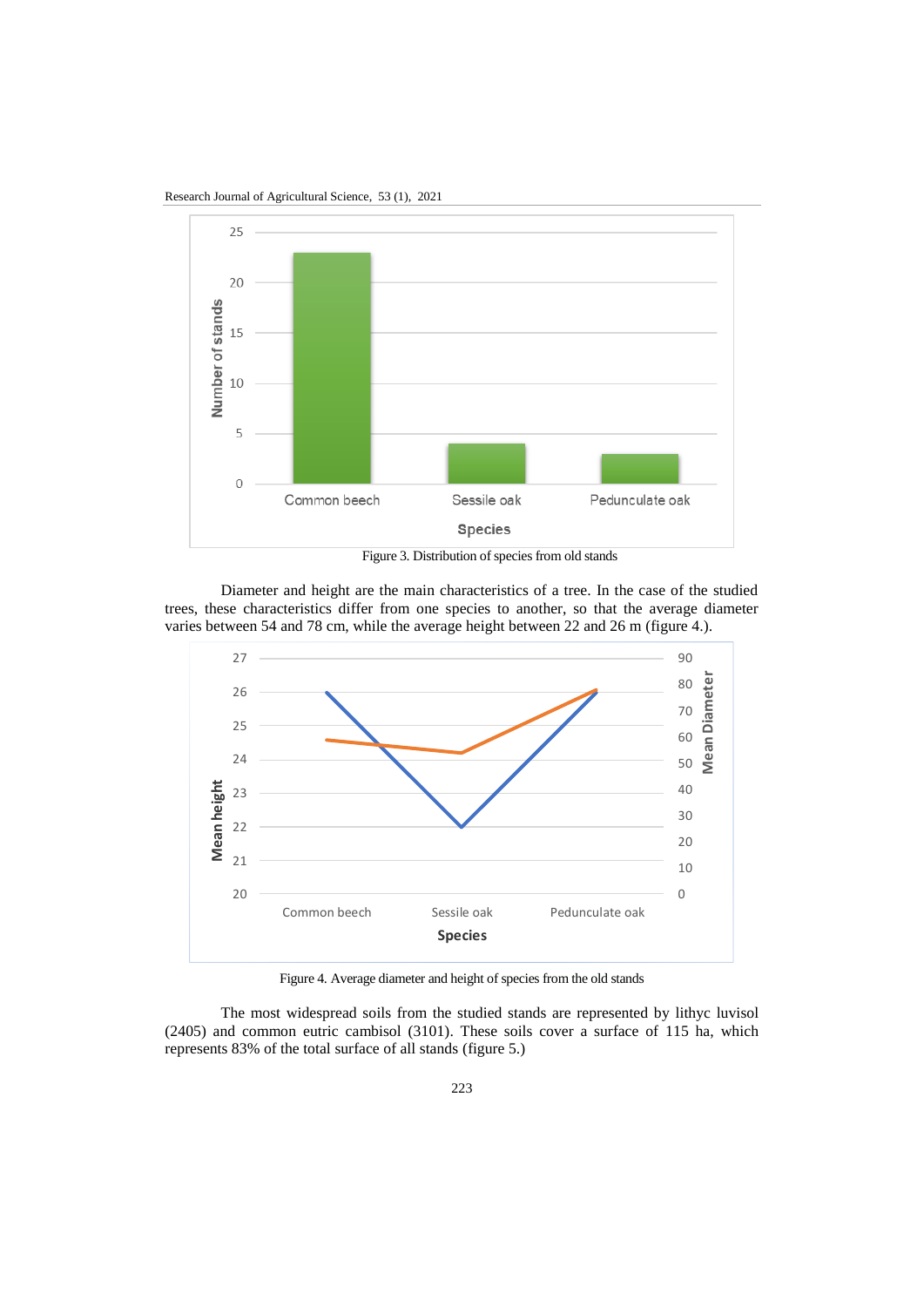Figure 3. Distribution of species from old stands

Diameter and height are the main characteristics of a tree. In the case of the studied trees, these characteristics differ from one species to another, so that the average diameter varies between 54 and 78 cm, while the average height between 22 and 26 m (figure 4.).

Figure 4. Average diameter and height of species from the old stands

The most widespread soils from the studied stands are represented by lithyc luvisol (2405) and common eutric cambisol (3101). These soils cover a surface of 115 ha, which represents 83% of the total surface of all stands (figure 5.)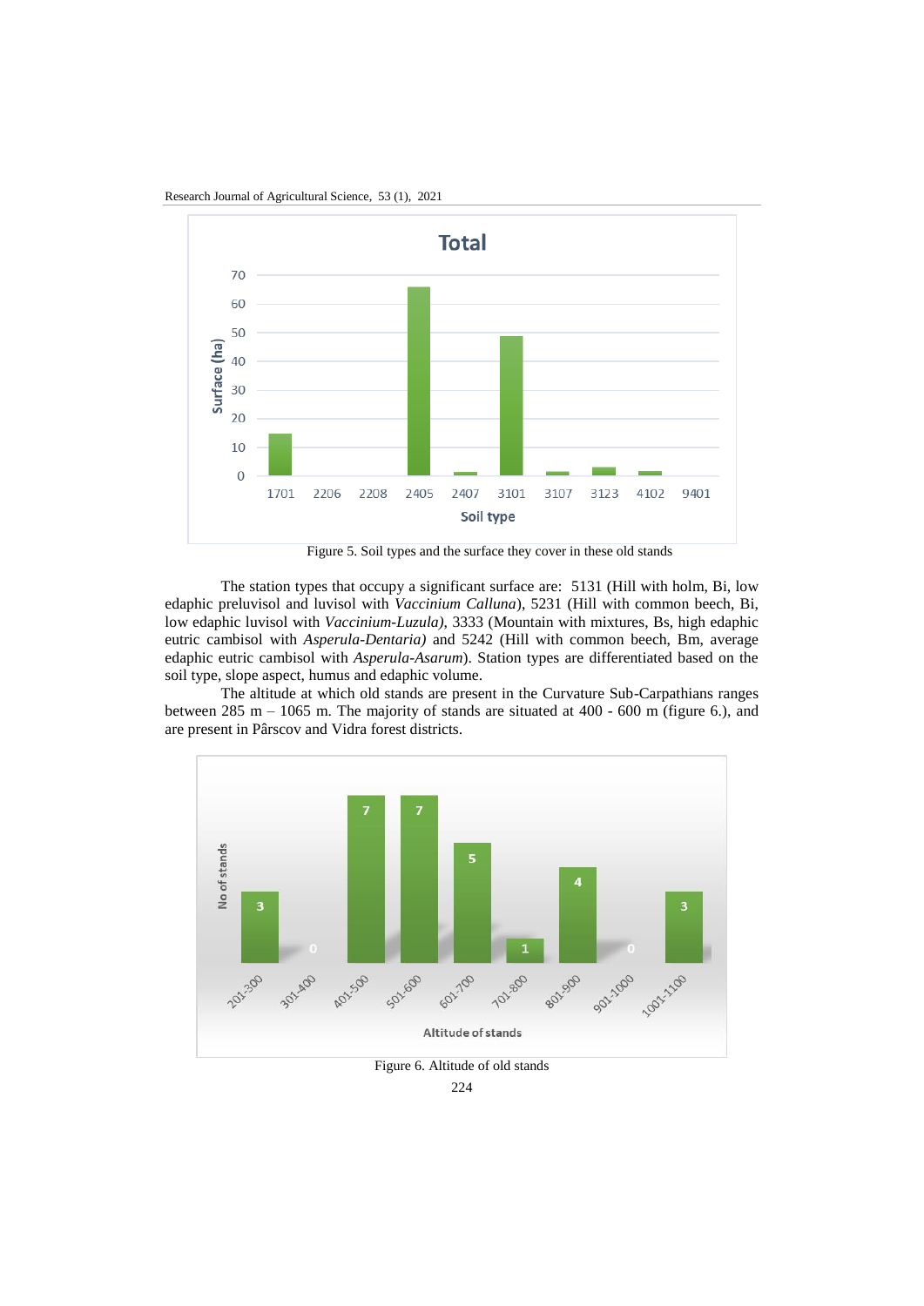Figure 5. Soil types and the surface they cover in these old stands

The station types that occupy a significant surface are: 5131 (Hill with holm, Bi, low edaphic preluvisol and luvisol with *Vaccinium Calluna*), 5231 (Hill with common beech, Bi, low edaphic luvisol with *Vaccinium-Luzula)*, 3333 (Mountain with mixtures, Bs, high edaphic eutric cambisol with *Asperula-Dentaria)* and 5242 (Hill with common beech, Bm, average edaphic eutric cambisol with *Asperula-Asarum*). Station types are differentiated based on the soil type, slope aspect, humus and edaphic volume.

The altitude at which old stands are present in the Curvature Sub-Carpathians ranges between 285 m – 1065 m. The majority of stands are situated at 400 - 600 m (figure 6.), and are present in Pârscov and Vidra forest districts.

Figure 6. Altitude of old stands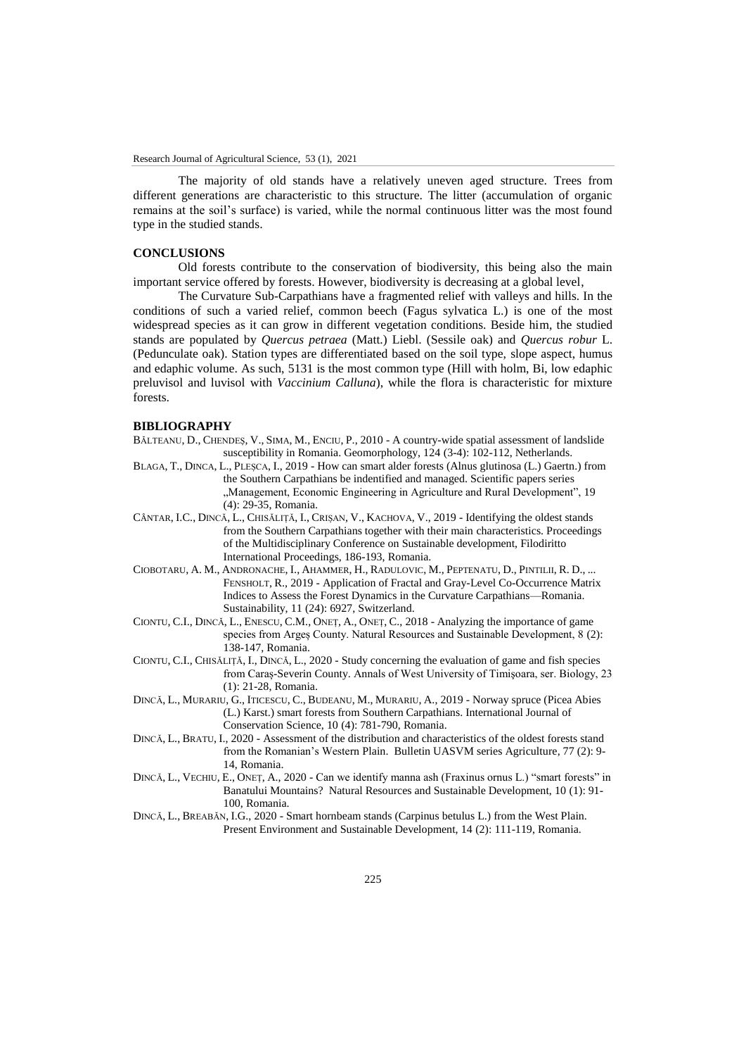The majority of old stands have a relatively uneven aged structure. Trees from different generations are characteristic to this structure. The litter (accumulation of organic remains at the soil's surface) is varied, while the normal continuous litter was the most found type in the studied stands.

## CONCLUSIONS

Old forests contribute to the conservation of biodiversity, this being also the main important service offered by forests. However, biodiversity is decreasing at a global level,

The Curvature Sub-Carpathians have a fragmented relief with valleys and hills. In the conditions of such a varied relief, common beech (Fagus sylvatica L.) is one of the most widespread species as it can grow in different vegetation conditions. Beside him, the studied stands are populated by *Quercus petraea* (Matt.) Liebl. (Sessile oak) and *Quercus robur* L. (Pedunculate oak). Station types are differentiated based on the soil type, slope aspect, humus and edaphic volume. As such, 5131 is the most common type (Hill with holm, Bi, low edaphic preluvisol and luvisol with *Vaccinium Calluna*), while the flora is characteristic for mixture forests.

## BIBLIOGRAPHY

BĂLTEANU, D., CHENDEȘ, V., SIMA, M., ENCIU, P., 2010 - A country-wide spatial assessment of landslide susceptibility in Romania. Geomorphology, 124 (3-4): 102-112, Netherlands.

BLAGA, T., DINCA, L., PLEȘCA, I., 2019 - How can smart alder forests (Alnus glutinosa (L.) Gaertn.) from the Southern Carpathians be indentified and managed. Scientific papers series „Management, Economic Engineering in Agriculture and Rural Development", 19 (4): 29-35, Romania.

CÂNTAR, I.C., DINCĂ, L., CHISĂLIȚĂ, I., CRIȘAN, V., KACHOVA, V., 2019 - Identifying the oldest stands from the Southern Carpathians together with their main characteristics. Proceedings of the Multidisciplinary Conference on Sustainable development, Filodiritto International Proceedings, 186-193, Romania.

CIOBOTARU, A. M., ANDRONACHE, I., AHAMMER, H., RADULOVIC, M., PEPTENATU, D., PINTILII, R. D., ... FENSHOLT, R., 2019 - Application of Fractal and Gray-Level Co-Occurrence Matrix Indices to Assess the Forest Dynamics in the Curvature Carpathians—Romania. Sustainability, 11 (24): 6927, Switzerland.

CIONTU, C.I., DINCĂ, L., ENESCU, C.M., ONEȚ, A., ONEȚ, C., 2018 - Analyzing the importance of game species from Argeș County. Natural Resources and Sustainable Development, 8 (2): 138-147, Romania.

CIONTU, C.I., CHISĂLIȚĂ, I., DINCĂ, L., 2020 - Study concerning the evaluation of game and fish species from Caraș-Severin County. Annals of West University of Timişoara, ser. Biology, 23 (1): 21-28, Romania.

DINCĂ, L., MURARIU, G., ITICESCU, C., BUDEANU, M., MURARIU, A., 2019 - Norway spruce (Picea Abies (L.) Karst.) smart forests from Southern Carpathians. International Journal of Conservation Science, 10 (4): 781-790, Romania.

DINCĂ, L., BRATU, I., 2020 - Assessment of the distribution and characteristics of the oldest forests stand from the Romanian's Western Plain. Bulletin UASVM series Agriculture, 77 (2): 9-14, Romania.

DINCĂ, L., VECHIU, E., ONEȚ, A., 2020 - Can we identify manna ash (Fraxinus ornus L.) "smart forests" in Banatului Mountains? Natural Resources and Sustainable Development, 10 (1): 91-100, Romania.

DINCĂ, L., BREABĂN, I.G., 2020 - Smart hornbeam stands (Carpinus betulus L.) from the West Plain. Present Environment and Sustainable Development, 14 (2): 111-119, Romania.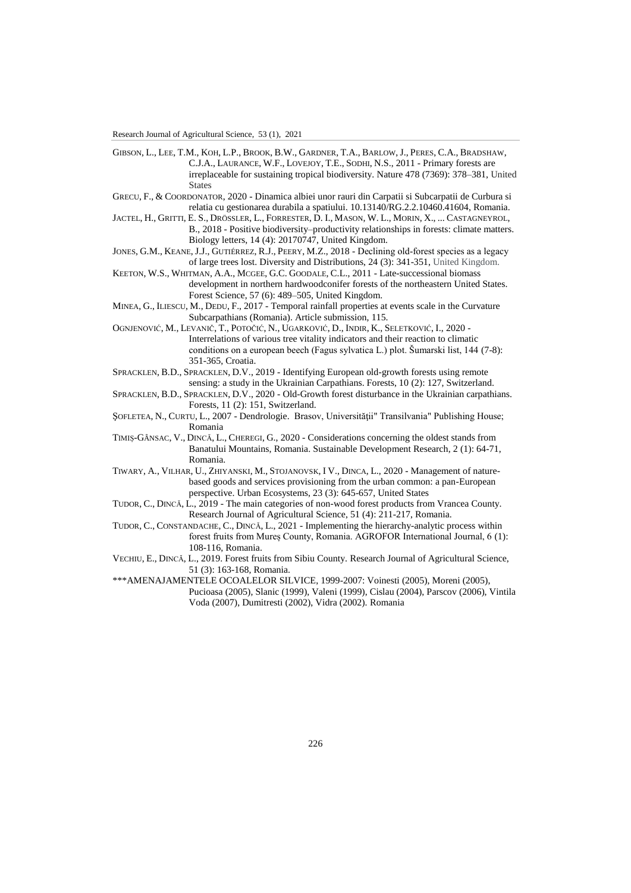GIBSON, L., LEE, T.M., KOH, L.P., BROOK, B.W., GARDNER, T.A., BARLOW, J., PERES, C.A., BRADSHAW, C.J.A., LAURANCE, W.F., LOVEJOY, T.E., SODHI, N.S., 2011 - Primary forests are irreplaceable for sustaining tropical biodiversity. Nature 478 (7369): 378–381, United States

GRECU, F., & COORDONATOR, 2020 - Dinamica albiei unor rauri din Carpatii si Subcarpatii de Curbura si relatia cu gestionarea durabila a spatiului. 10.13140/RG.2.2.10460.41604, Romania.

JACTEL, H., GRITTI, E. S., DRÖSSLER, L., FORRESTER, D. I., MASON, W. L., MORIN, X., ... CASTAGNEYROL, B., 2018 - Positive biodiversity–productivity relationships in forests: climate matters. Biology letters, 14 (4): 20170747, United Kingdom.

JONES, G.M., KEANE, J.J., GUTIÉRREZ, R.J., PEERY, M.Z., 2018 - Declining old-forest species as a legacy of large trees lost. Diversity and Distributions, 24 (3): 341-351, United Kingdom.

KEETON, W.S., WHITMAN, A.A., MCGEE, G.C. GOODALE, C.L., 2011 - Late-successional biomass development in northern hardwoodconifer forests of the northeastern United States. Forest Science, 57 (6): 489–505, United Kingdom.

MINEA, G., ILIESCU, M., DEDU, F., 2017 - Temporal rainfall properties at events scale in the Curvature Subcarpathians (Romania). Article submission, 115.

OGNJENOVIĆ, M., LEVANIČ, T., POTOČIĆ, N., UGARKOVIĆ, D., INDIR, K., SELETKOVIĆ, I., 2020 - Interrelations of various tree vitality indicators and their reaction to climatic conditions on a european beech (Fagus sylvatica L.) plot. Šumarski list, 144 (7-8): 351-365, Croatia.

SPRACKLEN, B.D., SPRACKLEN, D.V., 2019 - Identifying European old-growth forests using remote sensing: a study in the Ukrainian Carpathians. Forests, 10 (2): 127, Switzerland.

SPRACKLEN, B.D., SPRACKLEN, D.V., 2020 - Old-Growth forest disturbance in the Ukrainian carpathians. Forests, 11 (2): 151, Switzerland.

ŞOFLETEA, N., CURTU, L., 2007 - Dendrologie. Brasov, Universităţii" Transilvania" Publishing House; Romania

TIMIȘ-GÂNSAC, V., DINCĂ, L., CHEREGI, G., 2020 - Considerations concerning the oldest stands from Banatului Mountains, Romania. Sustainable Development Research, 2 (1): 64-71, Romania.

TIWARY, A., VILHAR, U., ZHIYANSKI, M., STOJANOVSK, I V., DINCA, L., 2020 - Management of nature-based goods and services provisioning from the urban common: a pan-European perspective. Urban Ecosystems, 23 (3): 645-657, United States

TUDOR, C., DINCĂ, L., 2019 - The main categories of non-wood forest products from Vrancea County. Research Journal of Agricultural Science, 51 (4): 211-217, Romania.

TUDOR, C., CONSTANDACHE, C., DINCĂ, L., 2021 - Implementing the hierarchy-analytic process within forest fruits from Mureș County, Romania. AGROFOR International Journal, 6 (1): 108-116, Romania.

VECHIU, E., DINCĂ, L., 2019. Forest fruits from Sibiu County. Research Journal of Agricultural Science, 51 (3): 163-168, Romania.

***AMENAJAMENTELE OCOALELOR SILVICE, 1999-2007: Voinesti (2005), Moreni (2005), Pucioasa (2005), Slanic (1999), Valeni (1999), Cislau (2004), Parscov (2006), Vintila Voda (2007), Dumitresti (2002), Vidra (2002). Romania